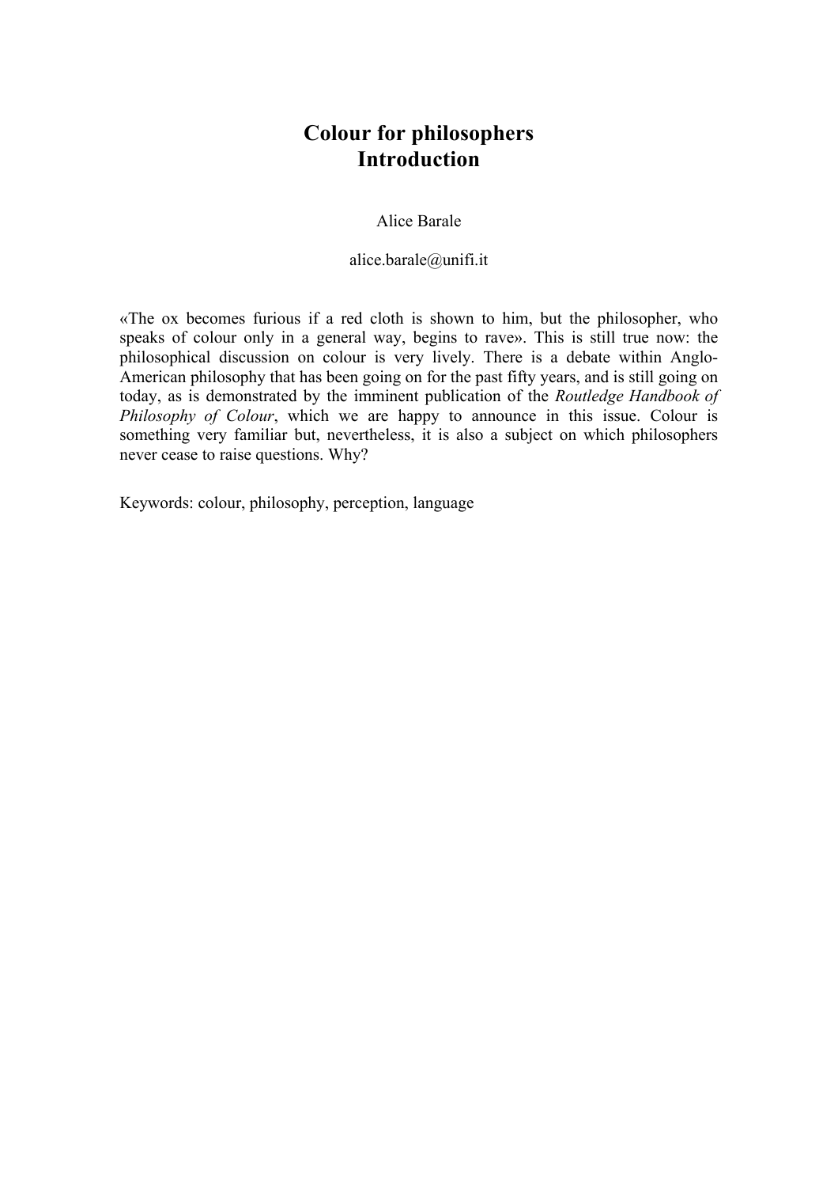# Colour for philosophers
# Introduction

Alice Barale

alice.barale@unifi.it

«The ox becomes furious if a red cloth is shown to him, but the philosopher, who speaks of colour only in a general way, begins to rave». This is still true now: the philosophical discussion on colour is very lively. There is a debate within Anglo-American philosophy that has been going on for the past fifty years, and is still going on today, as is demonstrated by the imminent publication of the *Routledge Handbook of Philosophy of Colour*, which we are happy to announce in this issue. Colour is something very familiar but, nevertheless, it is also a subject on which philosophers never cease to raise questions. Why?

Keywords: colour, philosophy, perception, language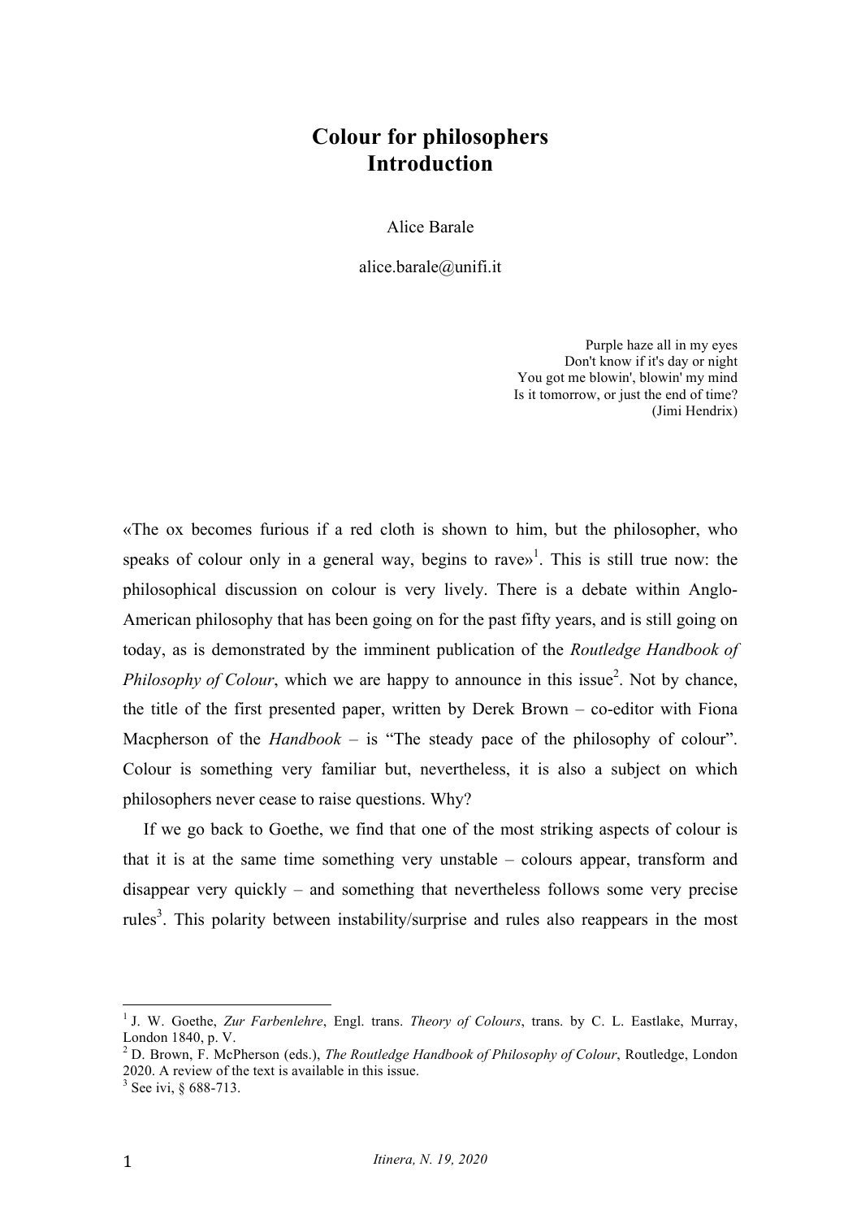# Colour for philosophers
# Introduction

Alice Barale

alice.barale@unifi.it

> Purple haze all in my eyes
> Don't know if it's day or night
> You got me blowin', blowin' my mind
> Is it tomorrow, or just the end of time?
> (Jimi Hendrix)

«The ox becomes furious if a red cloth is shown to him, but the philosopher, who speaks of colour only in a general way, begins to rave»[1]. This is still true now: the philosophical discussion on colour is very lively. There is a debate within Anglo-American philosophy that has been going on for the past fifty years, and is still going on today, as is demonstrated by the imminent publication of the *Routledge Handbook of Philosophy of Colour*, which we are happy to announce in this issue[2]. Not by chance, the title of the first presented paper, written by Derek Brown – co-editor with Fiona Macpherson of the *Handbook* – is "The steady pace of the philosophy of colour". Colour is something very familiar but, nevertheless, it is also a subject on which philosophers never cease to raise questions. Why?

If we go back to Goethe, we find that one of the most striking aspects of colour is that it is at the same time something very unstable – colours appear, transform and disappear very quickly – and something that nevertheless follows some very precise rules[3]. This polarity between instability/surprise and rules also reappears in the most

---

[1] J. W. Goethe, *Zur Farbenlehre*, Engl. trans. *Theory of Colours*, trans. by C. L. Eastlake, Murray, London 1840, p. V.

[2] D. Brown, F. McPherson (eds.), *The Routledge Handbook of Philosophy of Colour*, Routledge, London 2020. A review of the text is available in this issue.

[3] See ivi, § 688-713.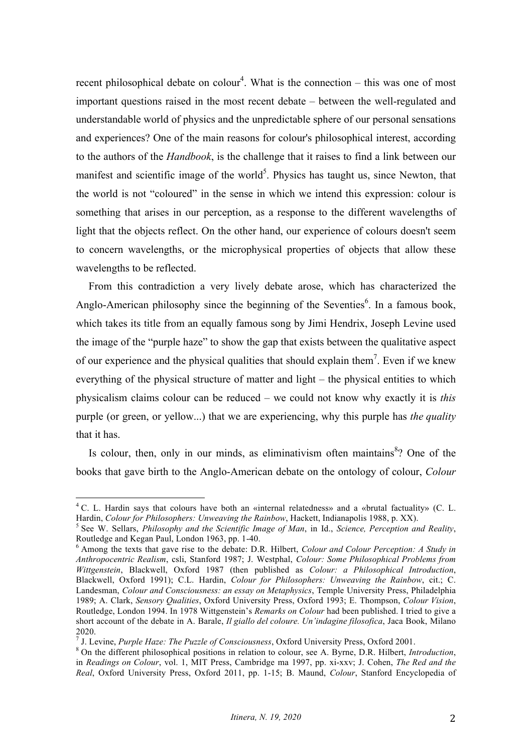recent philosophical debate on colour[4]. What is the connection – this was one of most important questions raised in the most recent debate – between the well-regulated and understandable world of physics and the unpredictable sphere of our personal sensations and experiences? One of the main reasons for colour's philosophical interest, according to the authors of the *Handbook*, is the challenge that it raises to find a link between our manifest and scientific image of the world[5]. Physics has taught us, since Newton, that the world is not "coloured" in the sense in which we intend this expression: colour is something that arises in our perception, as a response to the different wavelengths of light that the objects reflect. On the other hand, our experience of colours doesn't seem to concern wavelengths, or the microphysical properties of objects that allow these wavelengths to be reflected.

From this contradiction a very lively debate arose, which has characterized the Anglo-American philosophy since the beginning of the Seventies[6]. In a famous book, which takes its title from an equally famous song by Jimi Hendrix, Joseph Levine used the image of the "purple haze" to show the gap that exists between the qualitative aspect of our experience and the physical qualities that should explain them[7]. Even if we knew everything of the physical structure of matter and light – the physical entities to which physicalism claims colour can be reduced – we could not know why exactly it is *this* purple (or green, or yellow...) that we are experiencing, why this purple has *the quality* that it has.

Is colour, then, only in our minds, as eliminativism often maintains[8]? One of the books that gave birth to the Anglo-American debate on the ontology of colour, *Colour*

---

[4] C. L. Hardin says that colours have both an «internal relatedness» and a «brutal factuality» (C. L. Hardin, *Colour for Philosophers: Unweaving the Rainbow*, Hackett, Indianapolis 1988, p. XX).

[5] See W. Sellars, *Philosophy and the Scientific Image of Man*, in Id., *Science, Perception and Reality*, Routledge and Kegan Paul, London 1963, pp. 1-40.

[6] Among the texts that gave rise to the debate: D.R. Hilbert, *Colour and Colour Perception: A Study in Anthropocentric Realism*, csli, Stanford 1987; J. Westphal, *Colour: Some Philosophical Problems from Wittgenstein*, Blackwell, Oxford 1987 (then published as *Colour: a Philosophical Introduction*, Blackwell, Oxford 1991); C.L. Hardin, *Colour for Philosophers: Unweaving the Rainbow*, cit.; C. Landesman, *Colour and Consciousness: an essay on Metaphysics*, Temple University Press, Philadelphia 1989; A. Clark, *Sensory Qualities*, Oxford University Press, Oxford 1993; E. Thompson, *Colour Vision*, Routledge, London 1994. In 1978 Wittgenstein's *Remarks on Colour* had been published. I tried to give a short account of the debate in A. Barale, *Il giallo del coloure. Un'indagine filosofica*, Jaca Book, Milano 2020.

[7] J. Levine, *Purple Haze: The Puzzle of Consciousness*, Oxford University Press, Oxford 2001.

[8] On the different philosophical positions in relation to colour, see A. Byrne, D.R. Hilbert, *Introduction*, in *Readings on Colour*, vol. 1, MIT Press, Cambridge ma 1997, pp. xi-xxv; J. Cohen, *The Red and the Real*, Oxford University Press, Oxford 2011, pp. 1-15; B. Maund, *Colour*, Stanford Encyclopedia of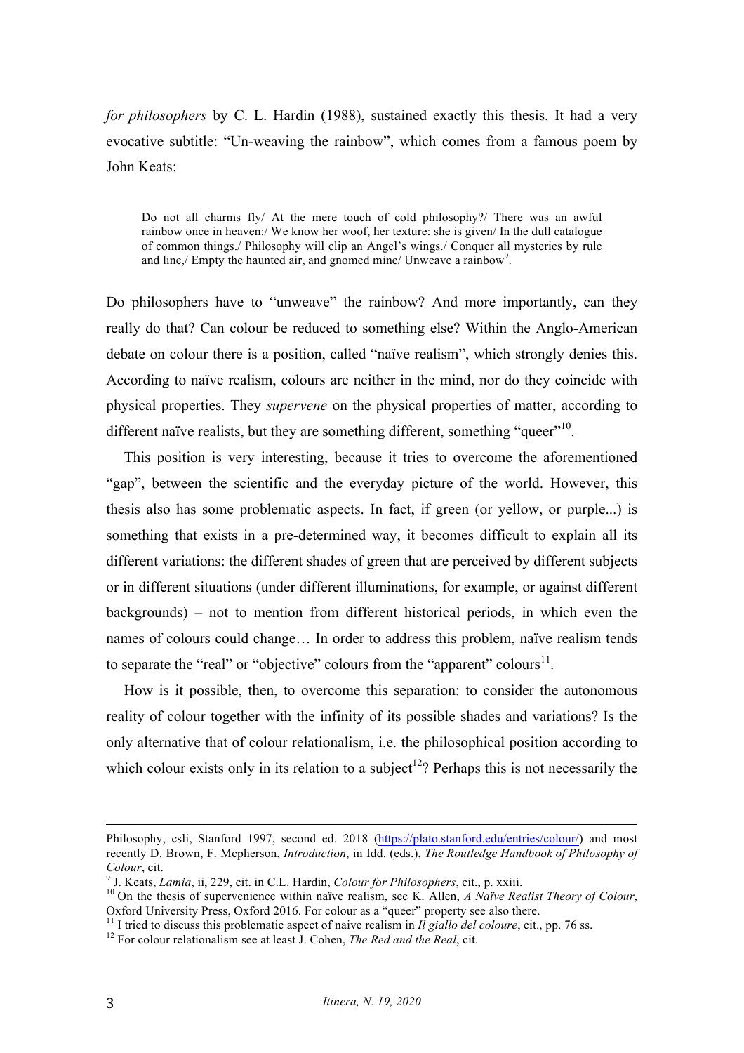*for philosophers* by C. L. Hardin (1988), sustained exactly this thesis. It had a very evocative subtitle: "Un-weaving the rainbow", which comes from a famous poem by John Keats:

> Do not all charms fly/ At the mere touch of cold philosophy?/ There was an awful rainbow once in heaven:/ We know her woof, her texture: she is given/ In the dull catalogue of common things./ Philosophy will clip an Angel's wings./ Conquer all mysteries by rule and line,/ Empty the haunted air, and gnomed mine/ Unweave a rainbow[9].

Do philosophers have to "unweave" the rainbow? And more importantly, can they really do that? Can colour be reduced to something else? Within the Anglo-American debate on colour there is a position, called "naïve realism", which strongly denies this. According to naïve realism, colours are neither in the mind, nor do they coincide with physical properties. They *supervene* on the physical properties of matter, according to different naïve realists, but they are something different, something "queer"[10].

This position is very interesting, because it tries to overcome the aforementioned "gap", between the scientific and the everyday picture of the world. However, this thesis also has some problematic aspects. In fact, if green (or yellow, or purple...) is something that exists in a pre-determined way, it becomes difficult to explain all its different variations: the different shades of green that are perceived by different subjects or in different situations (under different illuminations, for example, or against different backgrounds) – not to mention from different historical periods, in which even the names of colours could change… In order to address this problem, naïve realism tends to separate the "real" or "objective" colours from the "apparent" colours[11].

How is it possible, then, to overcome this separation: to consider the autonomous reality of colour together with the infinity of its possible shades and variations? Is the only alternative that of colour relationalism, i.e. the philosophical position according to which colour exists only in its relation to a subject[12]? Perhaps this is not necessarily the

---

Philosophy, csli, Stanford 1997, second ed. 2018 (https://plato.stanford.edu/entries/colour/) and most recently D. Brown, F. Mcpherson, *Introduction*, in Idd. (eds.), *The Routledge Handbook of Philosophy of Colour*, cit.

[9] J. Keats, *Lamia*, ii, 229, cit. in C.L. Hardin, *Colour for Philosophers*, cit., p. xxiii.

[10] On the thesis of supervenience within naïve realism, see K. Allen, *A Naïve Realist Theory of Colour*, Oxford University Press, Oxford 2016. For colour as a "queer" property see also there.

[11] I tried to discuss this problematic aspect of naive realism in *Il giallo del coloure*, cit., pp. 76 ss.

[12] For colour relationalism see at least J. Cohen, *The Red and the Real*, cit.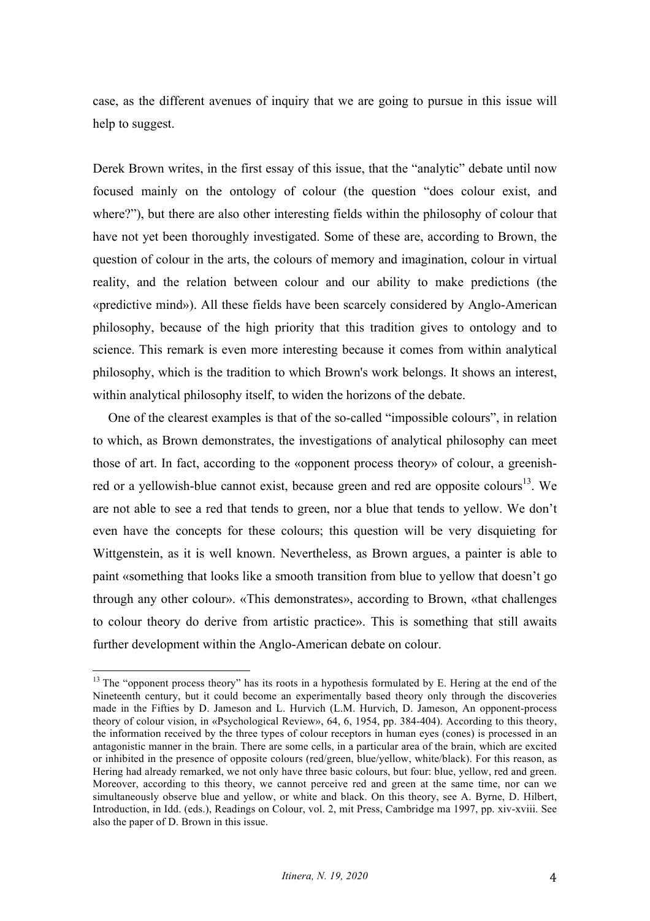case, as the different avenues of inquiry that we are going to pursue in this issue will help to suggest.

Derek Brown writes, in the first essay of this issue, that the "analytic" debate until now focused mainly on the ontology of colour (the question "does colour exist, and where?"), but there are also other interesting fields within the philosophy of colour that have not yet been thoroughly investigated. Some of these are, according to Brown, the question of colour in the arts, the colours of memory and imagination, colour in virtual reality, and the relation between colour and our ability to make predictions (the «predictive mind»). All these fields have been scarcely considered by Anglo-American philosophy, because of the high priority that this tradition gives to ontology and to science. This remark is even more interesting because it comes from within analytical philosophy, which is the tradition to which Brown's work belongs. It shows an interest, within analytical philosophy itself, to widen the horizons of the debate.

One of the clearest examples is that of the so-called "impossible colours", in relation to which, as Brown demonstrates, the investigations of analytical philosophy can meet those of art. In fact, according to the «opponent process theory» of colour, a greenish-red or a yellowish-blue cannot exist, because green and red are opposite colours[13]. We are not able to see a red that tends to green, nor a blue that tends to yellow. We don't even have the concepts for these colours; this question will be very disquieting for Wittgenstein, as it is well known. Nevertheless, as Brown argues, a painter is able to paint «something that looks like a smooth transition from blue to yellow that doesn't go through any other colour». «This demonstrates», according to Brown, «that challenges to colour theory do derive from artistic practice». This is something that still awaits further development within the Anglo-American debate on colour.

[13] The "opponent process theory" has its roots in a hypothesis formulated by E. Hering at the end of the Nineteenth century, but it could become an experimentally based theory only through the discoveries made in the Fifties by D. Jameson and L. Hurvich (L.M. Hurvich, D. Jameson, An opponent-process theory of colour vision, in «Psychological Review», 64, 6, 1954, pp. 384-404). According to this theory, the information received by the three types of colour receptors in human eyes (cones) is processed in an antagonistic manner in the brain. There are some cells, in a particular area of the brain, which are excited or inhibited in the presence of opposite colours (red/green, blue/yellow, white/black). For this reason, as Hering had already remarked, we not only have three basic colours, but four: blue, yellow, red and green. Moreover, according to this theory, we cannot perceive red and green at the same time, nor can we simultaneously observe blue and yellow, or white and black. On this theory, see A. Byrne, D. Hilbert, Introduction, in Idd. (eds.), Readings on Colour, vol. 2, mit Press, Cambridge ma 1997, pp. xiv-xviii. See also the paper of D. Brown in this issue.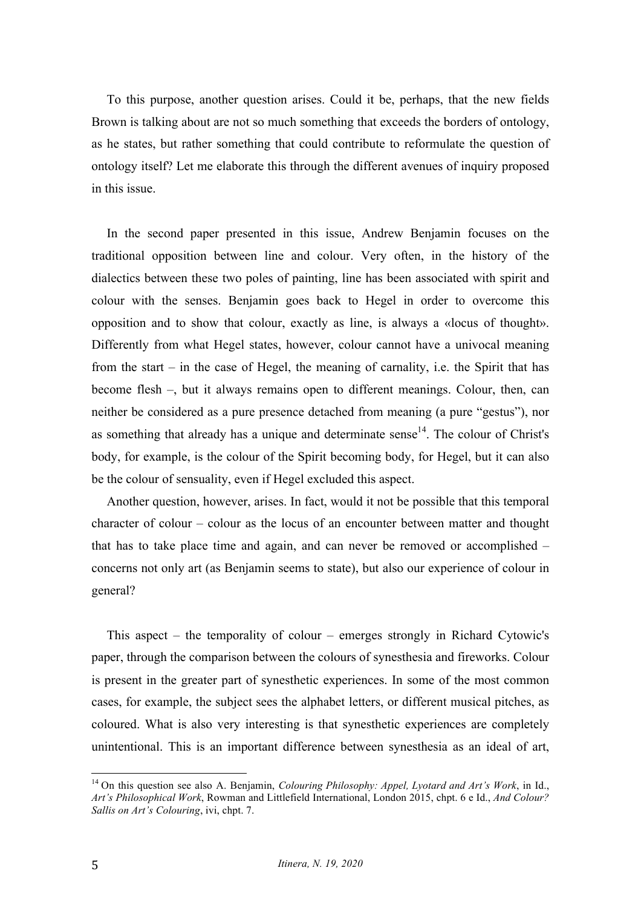To this purpose, another question arises. Could it be, perhaps, that the new fields Brown is talking about are not so much something that exceeds the borders of ontology, as he states, but rather something that could contribute to reformulate the question of ontology itself? Let me elaborate this through the different avenues of inquiry proposed in this issue.

In the second paper presented in this issue, Andrew Benjamin focuses on the traditional opposition between line and colour. Very often, in the history of the dialectics between these two poles of painting, line has been associated with spirit and colour with the senses. Benjamin goes back to Hegel in order to overcome this opposition and to show that colour, exactly as line, is always a «locus of thought». Differently from what Hegel states, however, colour cannot have a univocal meaning from the start – in the case of Hegel, the meaning of carnality, i.e. the Spirit that has become flesh –, but it always remains open to different meanings. Colour, then, can neither be considered as a pure presence detached from meaning (a pure "gestus"), nor as something that already has a unique and determinate sense[14]. The colour of Christ's body, for example, is the colour of the Spirit becoming body, for Hegel, but it can also be the colour of sensuality, even if Hegel excluded this aspect.

Another question, however, arises. In fact, would it not be possible that this temporal character of colour – colour as the locus of an encounter between matter and thought that has to take place time and again, and can never be removed or accomplished – concerns not only art (as Benjamin seems to state), but also our experience of colour in general?

This aspect – the temporality of colour – emerges strongly in Richard Cytowic's paper, through the comparison between the colours of synesthesia and fireworks. Colour is present in the greater part of synesthetic experiences. In some of the most common cases, for example, the subject sees the alphabet letters, or different musical pitches, as coloured. What is also very interesting is that synesthetic experiences are completely unintentional. This is an important difference between synesthesia as an ideal of art,

[14] On this question see also A. Benjamin, *Colouring Philosophy: Appel, Lyotard and Art's Work*, in Id., *Art's Philosophical Work*, Rowman and Littlefield International, London 2015, chpt. 6 e Id., *And Colour? Sallis on Art's Colouring*, ivi, chpt. 7.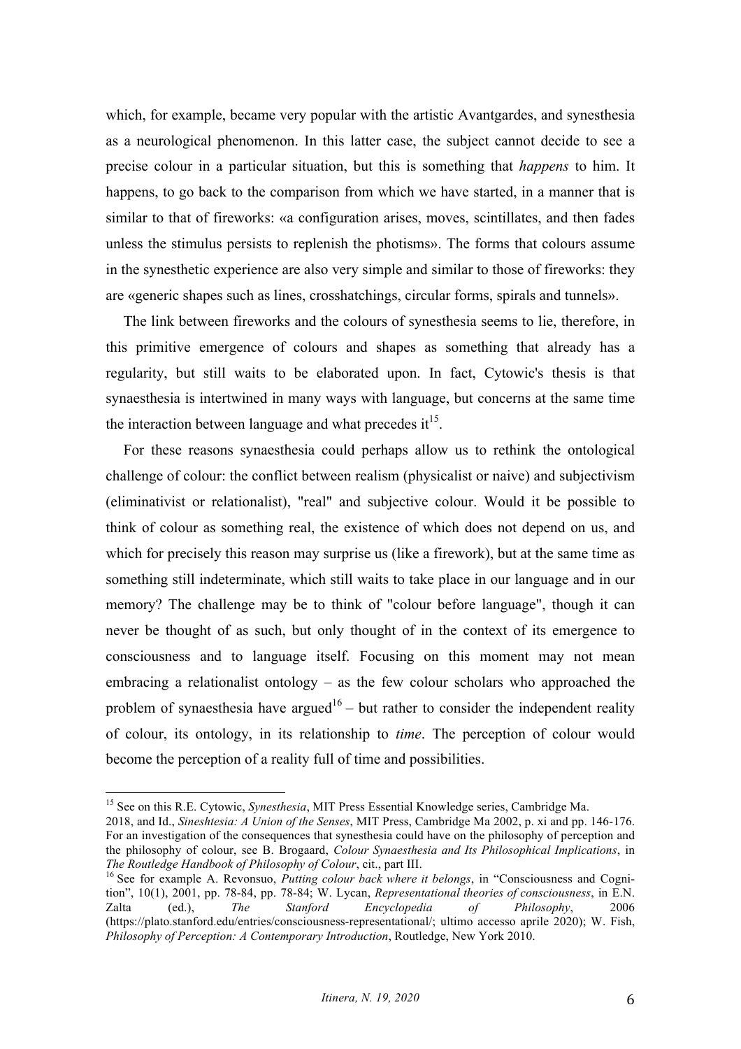which, for example, became very popular with the artistic Avantgardes, and synesthesia as a neurological phenomenon. In this latter case, the subject cannot decide to see a precise colour in a particular situation, but this is something that *happens* to him. It happens, to go back to the comparison from which we have started, in a manner that is similar to that of fireworks: «a configuration arises, moves, scintillates, and then fades unless the stimulus persists to replenish the photisms». The forms that colours assume in the synesthetic experience are also very simple and similar to those of fireworks: they are «generic shapes such as lines, crosshatchings, circular forms, spirals and tunnels».

The link between fireworks and the colours of synesthesia seems to lie, therefore, in this primitive emergence of colours and shapes as something that already has a regularity, but still waits to be elaborated upon. In fact, Cytowic's thesis is that synaesthesia is intertwined in many ways with language, but concerns at the same time the interaction between language and what precedes it[15].

For these reasons synaesthesia could perhaps allow us to rethink the ontological challenge of colour: the conflict between realism (physicalist or naive) and subjectivism (eliminativist or relationalist), "real" and subjective colour. Would it be possible to think of colour as something real, the existence of which does not depend on us, and which for precisely this reason may surprise us (like a firework), but at the same time as something still indeterminate, which still waits to take place in our language and in our memory? The challenge may be to think of "colour before language", though it can never be thought of as such, but only thought of in the context of its emergence to consciousness and to language itself. Focusing on this moment may not mean embracing a relationalist ontology – as the few colour scholars who approached the problem of synaesthesia have argued[16] – but rather to consider the independent reality of colour, its ontology, in its relationship to *time*. The perception of colour would become the perception of a reality full of time and possibilities.

---

[15] See on this R.E. Cytowic, *Synesthesia*, MIT Press Essential Knowledge series, Cambridge Ma. 2018, and Id., *Sineshtesia: A Union of the Senses*, MIT Press, Cambridge Ma 2002, p. xi and pp. 146-176. For an investigation of the consequences that synesthesia could have on the philosophy of perception and the philosophy of colour, see B. Brogaard, *Colour Synaesthesia and Its Philosophical Implications*, in *The Routledge Handbook of Philosophy of Colour*, cit., part III.

[16] See for example A. Revonsuo, *Putting colour back where it belongs*, in "Consciousness and Cognition", 10(1), 2001, pp. 78-84, pp. 78-84; W. Lycan, *Representational theories of consciousness*, in E.N. Zalta (ed.), *The Stanford Encyclopedia of Philosophy*, 2006 (https://plato.stanford.edu/entries/consciousness-representational/; ultimo accesso aprile 2020); W. Fish, *Philosophy of Perception: A Contemporary Introduction*, Routledge, New York 2010.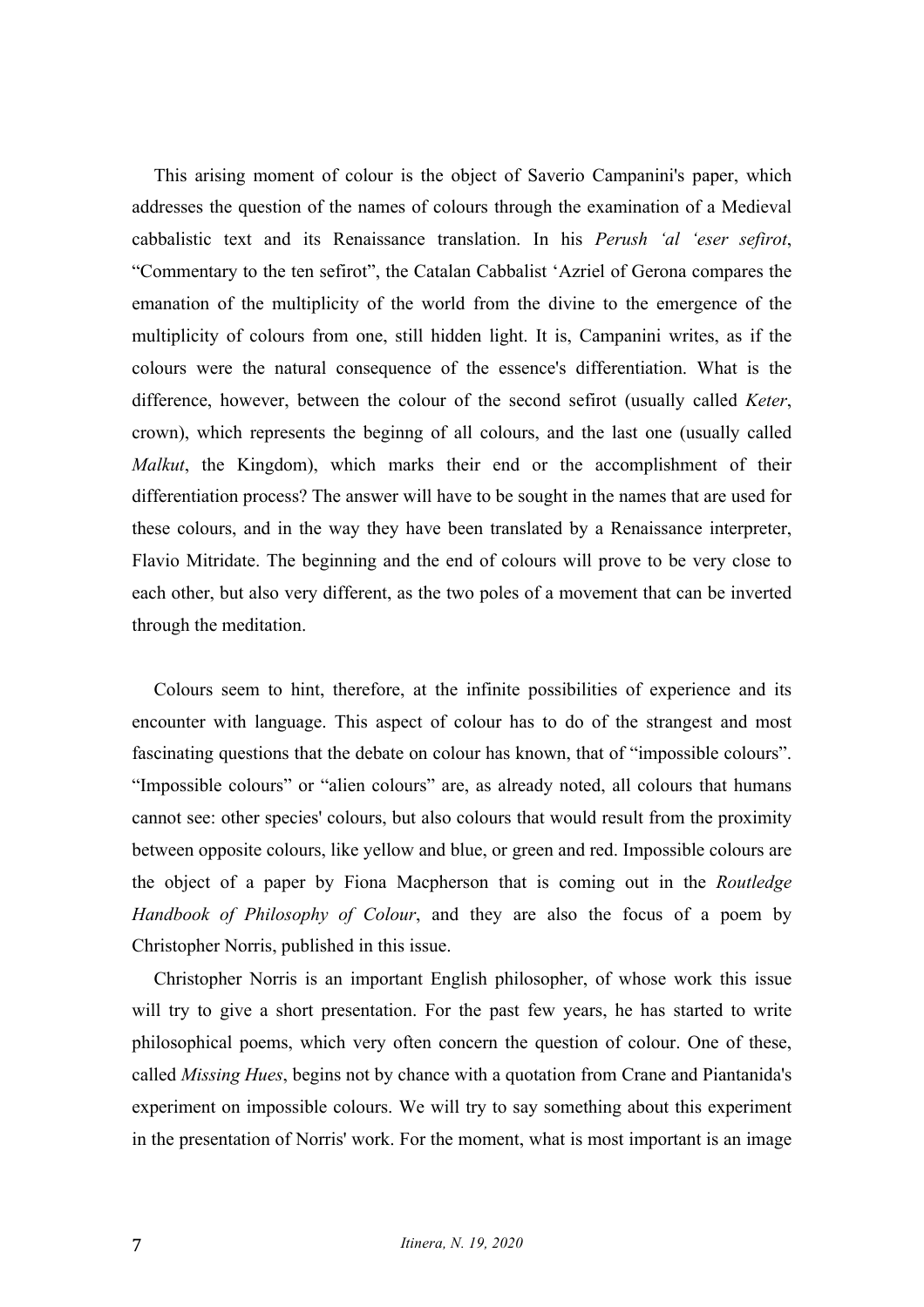This arising moment of colour is the object of Saverio Campanini's paper, which addresses the question of the names of colours through the examination of a Medieval cabbalistic text and its Renaissance translation. In his *Perush ‘al ‘eser sefirot*, “Commentary to the ten sefirot”, the Catalan Cabbalist ‘Azriel of Gerona compares the emanation of the multiplicity of the world from the divine to the emergence of the multiplicity of colours from one, still hidden light. It is, Campanini writes, as if the colours were the natural consequence of the essence's differentiation. What is the difference, however, between the colour of the second sefirot (usually called *Keter*, crown), which represents the beginng of all colours, and the last one (usually called *Malkut*, the Kingdom), which marks their end or the accomplishment of their differentiation process? The answer will have to be sought in the names that are used for these colours, and in the way they have been translated by a Renaissance interpreter, Flavio Mitridate. The beginning and the end of colours will prove to be very close to each other, but also very different, as the two poles of a movement that can be inverted through the meditation.

Colours seem to hint, therefore, at the infinite possibilities of experience and its encounter with language. This aspect of colour has to do of the strangest and most fascinating questions that the debate on colour has known, that of “impossible colours”. “Impossible colours” or “alien colours” are, as already noted, all colours that humans cannot see: other species' colours, but also colours that would result from the proximity between opposite colours, like yellow and blue, or green and red. Impossible colours are the object of a paper by Fiona Macpherson that is coming out in the *Routledge Handbook of Philosophy of Colour*, and they are also the focus of a poem by Christopher Norris, published in this issue.

Christopher Norris is an important English philosopher, of whose work this issue will try to give a short presentation. For the past few years, he has started to write philosophical poems, which very often concern the question of colour. One of these, called *Missing Hues*, begins not by chance with a quotation from Crane and Piantanida's experiment on impossible colours. We will try to say something about this experiment in the presentation of Norris' work. For the moment, what is most important is an image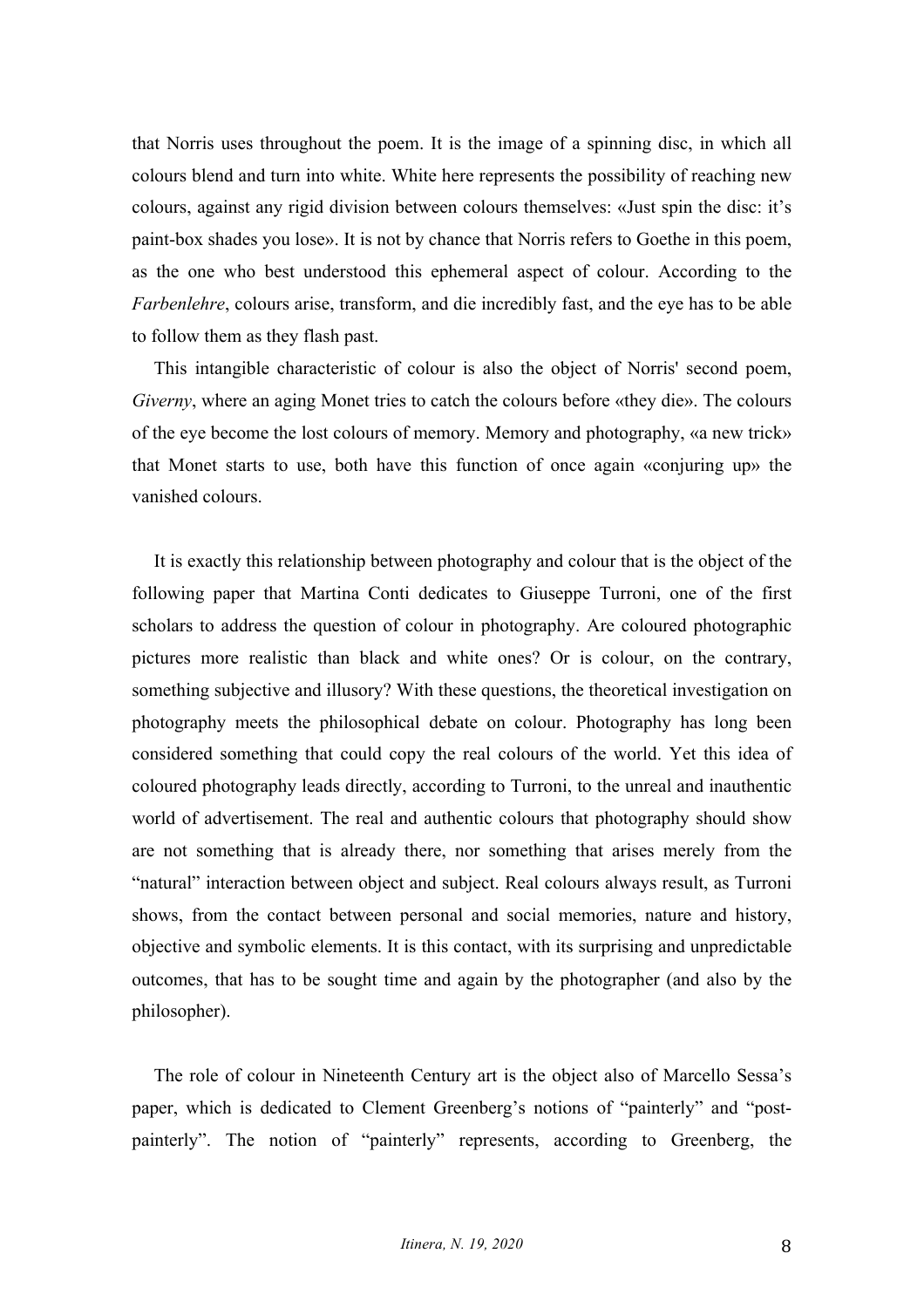that Norris uses throughout the poem. It is the image of a spinning disc, in which all colours blend and turn into white. White here represents the possibility of reaching new colours, against any rigid division between colours themselves: «Just spin the disc: it's paint-box shades you lose». It is not by chance that Norris refers to Goethe in this poem, as the one who best understood this ephemeral aspect of colour. According to the *Farbenlehre*, colours arise, transform, and die incredibly fast, and the eye has to be able to follow them as they flash past.

This intangible characteristic of colour is also the object of Norris' second poem, *Giverny*, where an aging Monet tries to catch the colours before «they die». The colours of the eye become the lost colours of memory. Memory and photography, «a new trick» that Monet starts to use, both have this function of once again «conjuring up» the vanished colours.

It is exactly this relationship between photography and colour that is the object of the following paper that Martina Conti dedicates to Giuseppe Turroni, one of the first scholars to address the question of colour in photography. Are coloured photographic pictures more realistic than black and white ones? Or is colour, on the contrary, something subjective and illusory? With these questions, the theoretical investigation on photography meets the philosophical debate on colour. Photography has long been considered something that could copy the real colours of the world. Yet this idea of coloured photography leads directly, according to Turroni, to the unreal and inauthentic world of advertisement. The real and authentic colours that photography should show are not something that is already there, nor something that arises merely from the "natural" interaction between object and subject. Real colours always result, as Turroni shows, from the contact between personal and social memories, nature and history, objective and symbolic elements. It is this contact, with its surprising and unpredictable outcomes, that has to be sought time and again by the photographer (and also by the philosopher).

The role of colour in Nineteenth Century art is the object also of Marcello Sessa's paper, which is dedicated to Clement Greenberg's notions of "painterly" and "post-painterly". The notion of "painterly" represents, according to Greenberg, the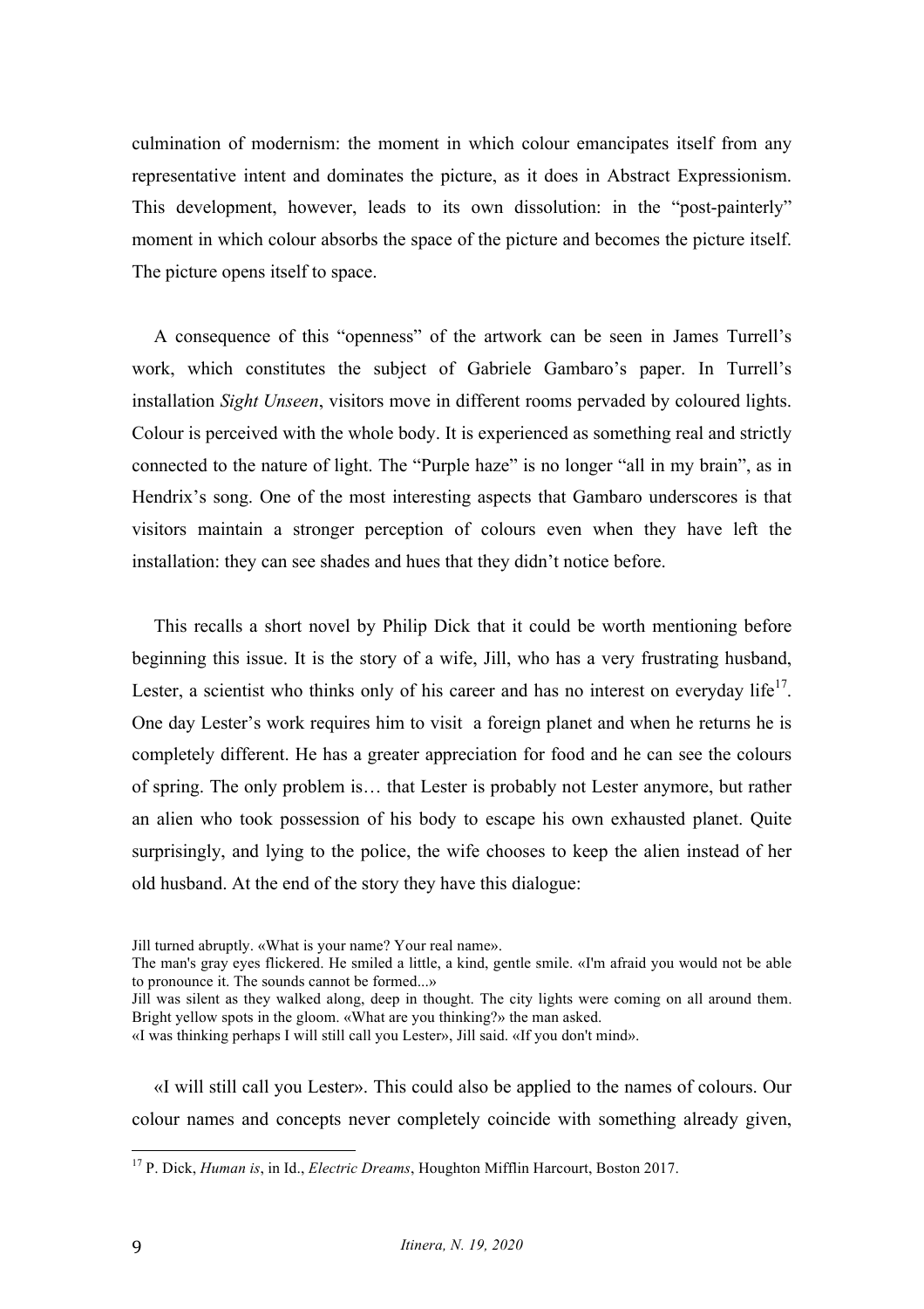culmination of modernism: the moment in which colour emancipates itself from any representative intent and dominates the picture, as it does in Abstract Expressionism. This development, however, leads to its own dissolution: in the "post-painterly" moment in which colour absorbs the space of the picture and becomes the picture itself. The picture opens itself to space.

A consequence of this "openness" of the artwork can be seen in James Turrell's work, which constitutes the subject of Gabriele Gambaro's paper. In Turrell's installation *Sight Unseen*, visitors move in different rooms pervaded by coloured lights. Colour is perceived with the whole body. It is experienced as something real and strictly connected to the nature of light. The "Purple haze" is no longer "all in my brain", as in Hendrix's song. One of the most interesting aspects that Gambaro underscores is that visitors maintain a stronger perception of colours even when they have left the installation: they can see shades and hues that they didn't notice before.

This recalls a short novel by Philip Dick that it could be worth mentioning before beginning this issue. It is the story of a wife, Jill, who has a very frustrating husband, Lester, a scientist who thinks only of his career and has no interest on everyday life[17]. One day Lester's work requires him to visit a foreign planet and when he returns he is completely different. He has a greater appreciation for food and he can see the colours of spring. The only problem is… that Lester is probably not Lester anymore, but rather an alien who took possession of his body to escape his own exhausted planet. Quite surprisingly, and lying to the police, the wife chooses to keep the alien instead of her old husband. At the end of the story they have this dialogue:

> Jill turned abruptly. «What is your name? Your real name».
> The man's gray eyes flickered. He smiled a little, a kind, gentle smile. «I'm afraid you would not be able to pronounce it. The sounds cannot be formed...»
> Jill was silent as they walked along, deep in thought. The city lights were coming on all around them. Bright yellow spots in the gloom. «What are you thinking?» the man asked.
> «I was thinking perhaps I will still call you Lester», Jill said. «If you don't mind».

«I will still call you Lester». This could also be applied to the names of colours. Our colour names and concepts never completely coincide with something already given,

---

[17] P. Dick, *Human is*, in Id., *Electric Dreams*, Houghton Mifflin Harcourt, Boston 2017.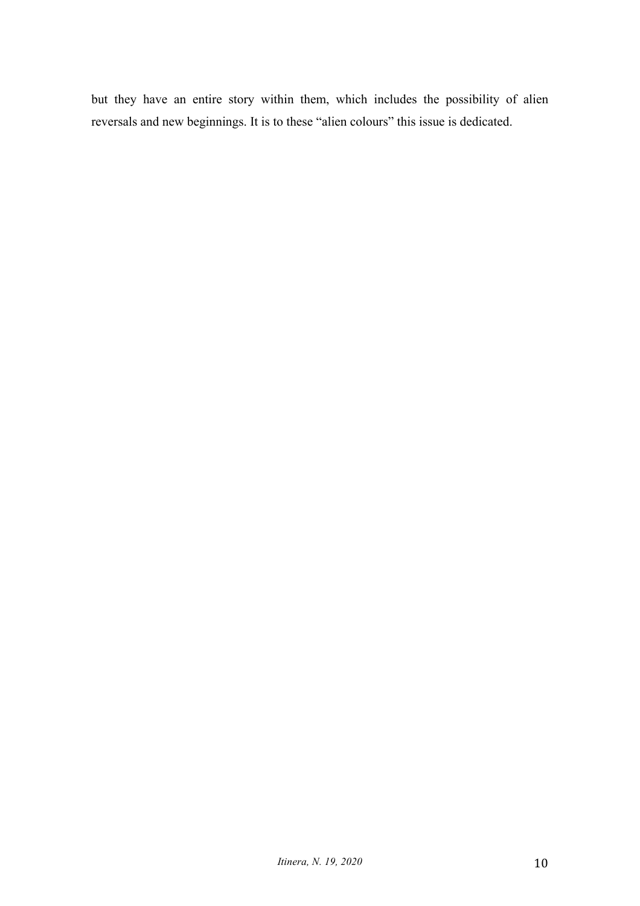but they have an entire story within them, which includes the possibility of alien reversals and new beginnings. It is to these "alien colours" this issue is dedicated.